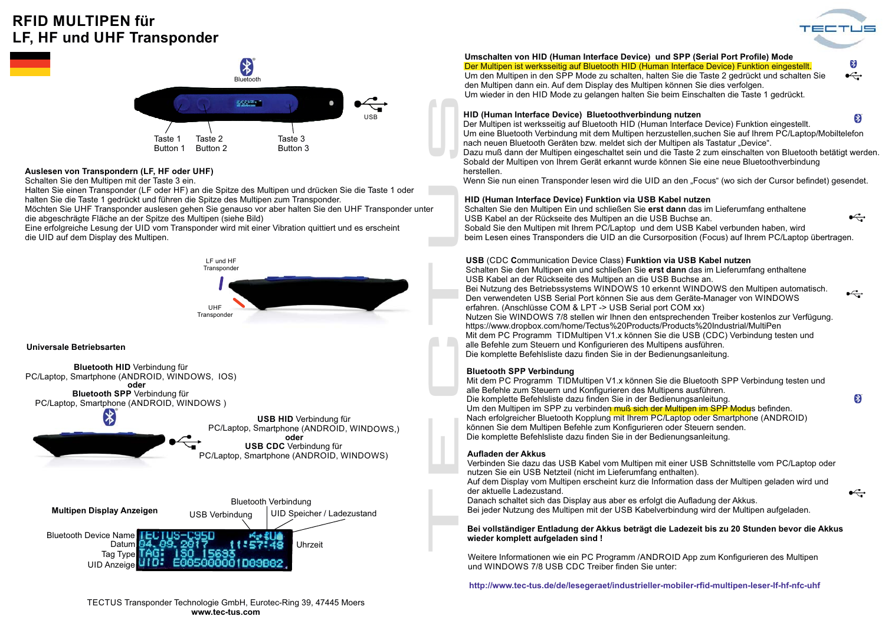# RFID MULTIPEN für LF, HF und UHF Transponder

Bluetooth

USB

Taste 1
Button 1

Taste 2
Button 2

Taste 3
Button 3

**Auslesen von Transpondern (LF, HF oder UHF)**

Schalten Sie den Multipen mit der Taste 3 ein.
Halten Sie einen Transponder (LF oder HF) an die Spitze des Multipen und drücken Sie die Taste 1 oder halten Sie die Taste 1 gedrückt und führen die Spitze des Multipen zum Transponder.
Möchten Sie UHF Transponder auslesen gehen Sie genauso vor aber halten Sie den UHF Transponder unter die abgeschrägte Fläche an der Spitze des Multipen (siehe Bild)
Eine erfolgreiche Lesung der UID vom Transponder wird mit einer Vibration quittiert und es erscheint die UID auf dem Display des Multipen.

LF und HF Transponder

UHF Transponder

**Universale Betriebsarten**

**Bluetooth HID** Verbindung für
PC/Laptop, Smartphone (ANDROID, WINDOWS, IOS)
**oder**
**Bluetooth SPP** Verbindung für
PC/Laptop, Smartphone (ANDROID, WINDOWS )

**USB HID** Verbindung für
PC/Laptop, Smartphone (ANDROID, WINDOWS,)
**oder**
**USB CDC** Verbindung für
PC/Laptop, Smartphone (ANDROID, WINDOWS)

**Multipen Display Anzeigen**

Bluetooth Verbindung
USB Verbindung
UID Speicher / Ladezustand
Bluetooth Device Name
Datum
Tag Type
UID Anzeige
Uhrzeit

TECTUS-C95D
04.09.2017 11:57:48
TAG: ISO 15693
UID: E005000001D83B02

**Umschalten von HID (Human Interface Device) und SPP (Serial Port Profile) Mode**

Der Multipen ist werksseitig auf Bluetooth HID (Human Interface Device) Funktion eingestellt.
Um den Multipen in den SPP Mode zu schalten, halten Sie die Taste 2 gedrückt und schalten Sie den Multipen dann ein. Auf dem Display des Multipen können Sie dies verfolgen.
Um wieder in den HID Mode zu gelangen halten Sie beim Einschalten die Taste 1 gedrückt.

**HID (Human Interface Device) Bluetoothverbindung nutzen**

Der Multipen ist werksseitig auf Bluetooth HID (Human Interface Device) Funktion eingestellt.
Um eine Bluetooth Verbindung mit dem Multipen herzustellen,suchen Sie auf Ihrem PC/Laptop/Mobiltelefon nach neuen Bluetooth Geräten bzw. meldet sich der Multipen als Tastatur „Device".
Dazu muß dann der Multipen eingeschaltet sein und die Taste 2 zum einschalten von Bluetooth betätigt werden.
Sobald der Multipen von Ihrem Gerät erkannt wurde können Sie eine neue Bluetoothverbindung herstellen.
Wenn Sie nun einen Transponder lesen wird die UID an den „Focus" (wo sich der Cursor befindet) gesendet.

**HID (Human Interface Device) Funktion via USB Kabel nutzen**

Schalten Sie den Multipen Ein und schließen Sie **erst dann** das im Lieferumfang enthaltene USB Kabel an der Rückseite des Multipen an die USB Buchse an.
Sobald Sie den Multipen mit Ihrem PC/Laptop und dem USB Kabel verbunden haben, wird beim Lesen eines Transponders die UID an die Cursorposition (Focus) auf Ihrem PC/Laptop übertragen.

**USB** (CDC **C**ommunication Device Class) **Funktion via USB Kabel nutzen**

Schalten Sie den Multipen ein und schließen Sie **erst dann** das im Lieferumfang enthaltene USB Kabel an der Rückseite des Multipen an die USB Buchse an.
Bei Nutzung des Betriebssystems WINDOWS 10 erkennt WINDOWS den Multipen automatisch.
Den verwendeten USB Serial Port können Sie aus dem Geräte-Manager von WINDOWS erfahren. (Anschlüsse COM & LPT -> USB Serial port COM xx)
Nutzen Sie WINDOWS 7/8 stellen wir Ihnen den entsprechenden Treiber kostenlos zur Verfügung.
https://www.dropbox.com/home/Tectus%20Products/Products%20Industrial/MultiPen
Mit dem PC Programm TIDMultipen V1.x können Sie die USB (CDC) Verbindung testen und alle Befehle zum Steuern und Konfigurieren des Multipens ausführen.
Die komplette Befehlsliste dazu finden Sie in der Bedienungsanleitung.

**Bluetooth SPP Verbindung**

Mit dem PC Programm TIDMultipen V1.x können Sie die Bluetooth SPP Verbindung testen und alle Befehle zum Steuern und Konfigurieren des Multipens ausführen.
Die komplette Befehlsliste dazu finden Sie in der Bedienungsanleitung.
Um den Multipen im SPP zu verbinden muß sich der Multipen im SPP Modus befinden.
Nach erfolgreicher Bluetooth Kopplung mit Ihrem PC/Laptop oder Smartphone (ANDROID) können Sie dem Multipen Befehle zum Konfigurieren oder Steuern senden.
Die komplette Befehlsliste dazu finden Sie in der Bedienungsanleitung.

**Aufladen der Akkus**

Verbinden Sie dazu das USB Kabel vom Multipen mit einer USB Schnittstelle vom PC/Laptop oder nutzen Sie ein USB Netzteil (nicht im Lieferumfang enthalten).
Auf dem Display vom Multipen erscheint kurz die Information dass der Multipen geladen wird und der aktuelle Ladezustand.
Danach schaltet sich das Display aus aber es erfolgt die Aufladung der Akkus.
Bei jeder Nutzung des Multipen mit der USB Kabelverbindung wird der Multipen aufgeladen.

**Bei vollständiger Entladung der Akkus beträgt die Ladezeit bis zu 20 Stunden bevor die Akkus wieder komplett aufgeladen sind !**

Weitere Informationen wie ein PC Programm /ANDROID App zum Konfigurieren des Multipen und WINDOWS 7/8 USB CDC Treiber finden Sie unter:

**http://www.tec-tus.de/de/lesegeraet/industrieller-mobiler-rfid-multipen-leser-lf-hf-nfc-uhf**

TECTUS Transponder Technologie GmbH, Eurotec-Ring 39, 47445 Moers
**www.tec-tus.com**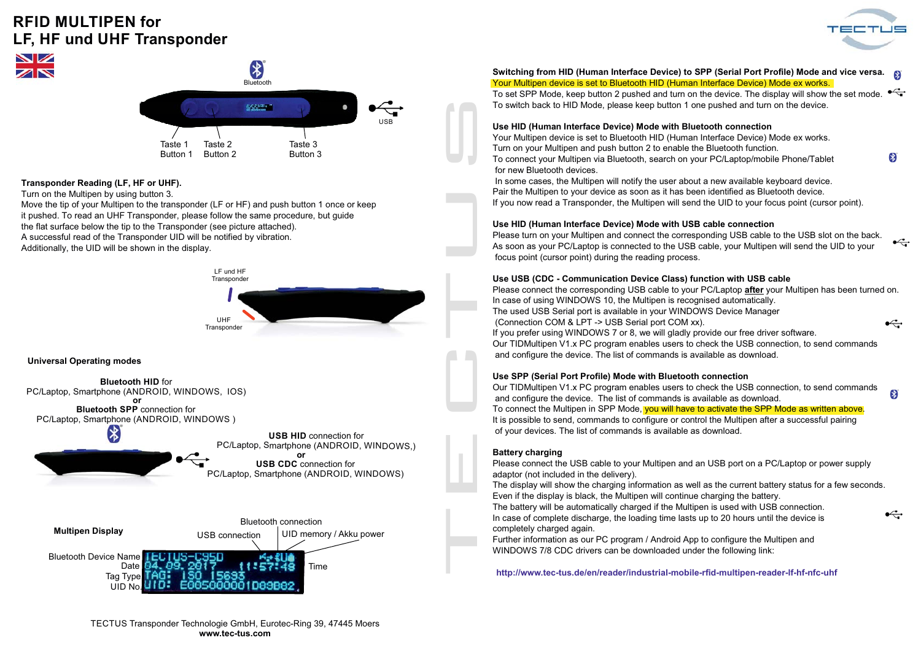# RFID MULTIPEN for
# LF, HF und UHF Transponder

Bluetooth

USB

Taste 1
Button 1

Taste 2
Button 2

Taste 3
Button 3

**Transponder Reading (LF, HF or UHF).**
Turn on the Multipen by using button 3.
Move the tip of your Multipen to the transponder (LF or HF) and push button 1 once or keep it pushed. To read an UHF Transponder, please follow the same procedure, but guide the flat surface below the tip to the Transponder (see picture attached).
A successful read of the Transponder UID will be notified by vibration.
Additionally, the UID will be shown in the display.

LF und HF
Transponder

UHF
Transponder

**Universal Operating modes**

**Bluetooth HID** for
PC/Laptop, Smartphone (ANDROID, WINDOWS, IOS)
**or**
**Bluetooth SPP** connection for
PC/Laptop, Smartphone (ANDROID, WINDOWS )

**USB HID** connection for
PC/Laptop, Smartphone (ANDROID, WINDOWS,)
**or**
**USB CDC** connection for
PC/Laptop, Smartphone (ANDROID, WINDOWS)

**Multipen Display**

Bluetooth connection
USB connection
UID memory / Akku power

Bluetooth Device Name
Date
Tag Type
UID No.

Time

TECTUS-C95D
04.09.2017 11:57:48
TAG: ISO 15693
UID: E0050000001D89B02

**Switching from HID (Human Interface Device) to SPP (Serial Port Profile) Mode and vice versa.**
Your Multipen device is set to Bluetooth HID (Human Interface Device) Mode ex works.
To set SPP Mode, keep button 2 pushed and turn on the device. The display will show the set mode.
To switch back to HID Mode, please keep button 1 one pushed and turn on the device.

**Use HID (Human Interface Device) Mode with Bluetooth connection**
Your Multipen device is set to Bluetooth HID (Human Interface Device) Mode ex works.
Turn on your Multipen and push button 2 to enable the Bluetooth function.
To connect your Multipen via Bluetooth, search on your PC/Laptop/mobile Phone/Tablet for new Bluetooth devices.
In some cases, the Multipen will notify the user about a new available keyboard device.
Pair the Multipen to your device as soon as it has been identified as Bluetooth device.
If you now read a Transponder, the Multipen will send the UID to your focus point (cursor point).

**Use HID (Human Interface Device) Mode with USB cable connection**
Please turn on your Multipen and connect the corresponding USB cable to the USB slot on the back.
As soon as your PC/Laptop is connected to the USB cable, your Multipen will send the UID to your focus point (cursor point) during the reading process.

**Use USB (CDC - Communication Device Class) function with USB cable**
Please connect the corresponding USB cable to your PC/Laptop **after** your Multipen has been turned on.
In case of using WINDOWS 10, the Multipen is recognised automatically.
The used USB Serial port is available in your WINDOWS Device Manager (Connection COM & LPT -> USB Serial port COM xx).
If you prefer using WINDOWS 7 or 8, we will gladly provide our free driver software.
Our TIDMultipen V1.x PC program enables users to check the USB connection, to send commands and configure the device. The list of commands is available as download.

**Use SPP (Serial Port Profile) Mode with Bluetooth connection**
Our TIDMultipen V1.x PC program enables users to check the USB connection, to send commands and configure the device. The list of commands is available as download.
To connect the Multipen in SPP Mode, you will have to activate the SPP Mode as written above.
It is possible to send, commands to configure or control the Multipen after a successful pairing of your devices. The list of commands is available as download.

**Battery charging**
Please connect the USB cable to your Multipen and an USB port on a PC/Laptop or power supply adaptor (not included in the delivery).
The display will show the charging information as well as the current battery status for a few seconds.
Even if the display is black, the Multipen will continue charging the battery.
The battery will be automatically charged if the Multipen is used with USB connection.
In case of complete discharge, the loading time lasts up to 20 hours until the device is completely charged again.
Further information as our PC program / Android App to configure the Multipen and WINDOWS 7/8 CDC drivers can be downloaded under the following link:

**http://www.tec-tus.de/en/reader/industrial-mobile-rfid-multipen-reader-lf-hf-nfc-uhf**

TECTUS Transponder Technologie GmbH, Eurotec-Ring 39, 47445 Moers
**www.tec-tus.com**